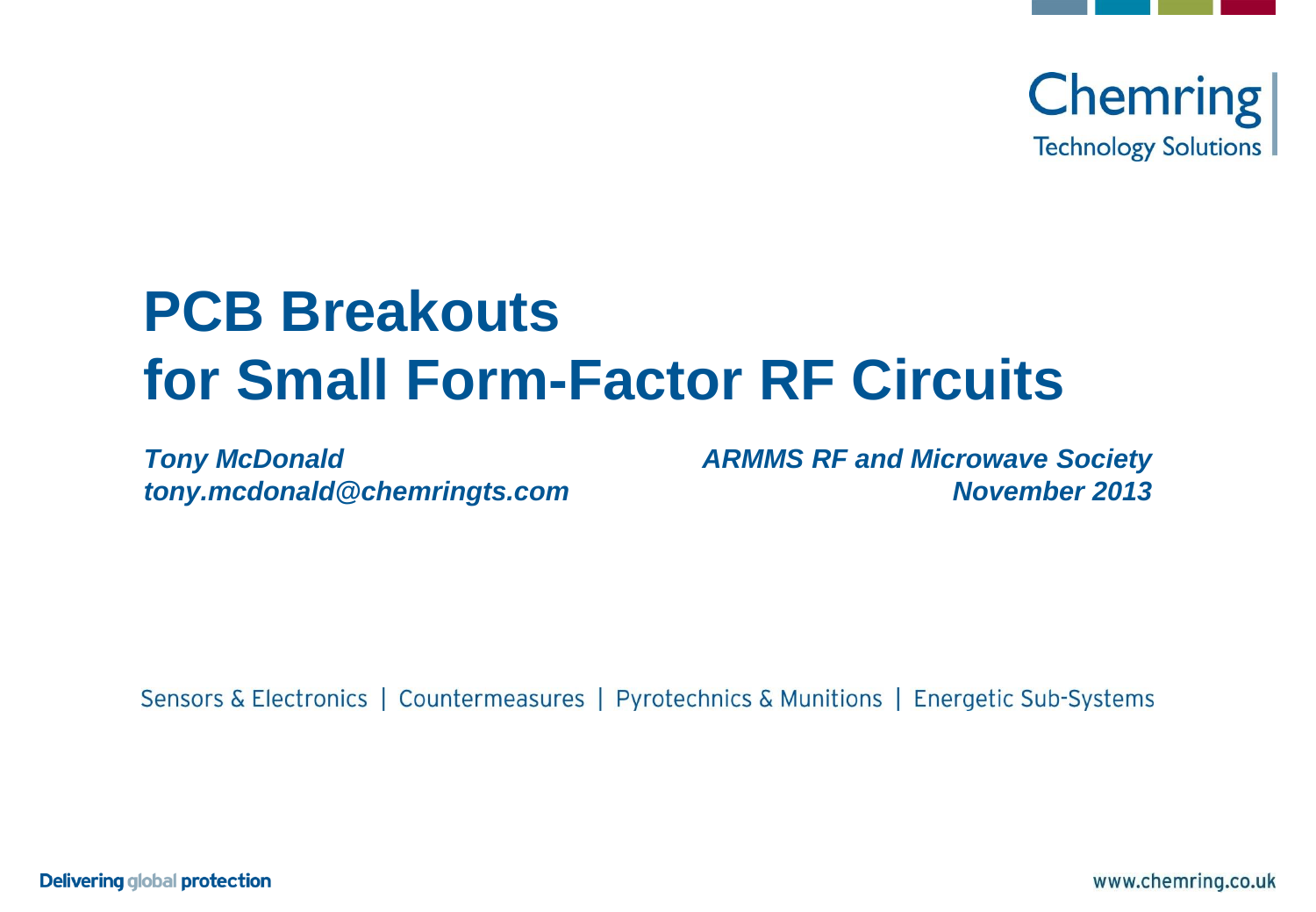Chemring
Technology Solutions

# PCB Breakouts for Small Form-Factor RF Circuits

***Tony McDonald***
***tony.mcdonald@chemringts.com***

***ARMMS RF and Microwave Society***
***November 2013***

Sensors & Electronics | Countermeasures | Pyrotechnics & Munitions | Energetic Sub-Systems

**Delivering global protection**

www.chemring.co.uk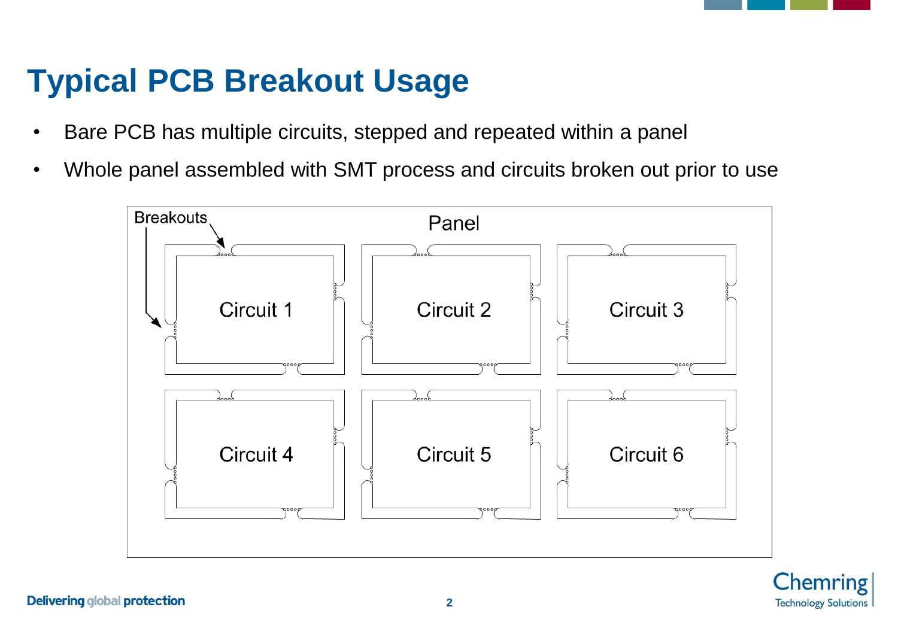# Typical PCB Breakout Usage

- Bare PCB has multiple circuits, stepped and repeated within a panel
- Whole panel assembled with SMT process and circuits broken out prior to use

Breakouts

Panel

Circuit 1

Circuit 2

Circuit 3

Circuit 4

Circuit 5

Circuit 6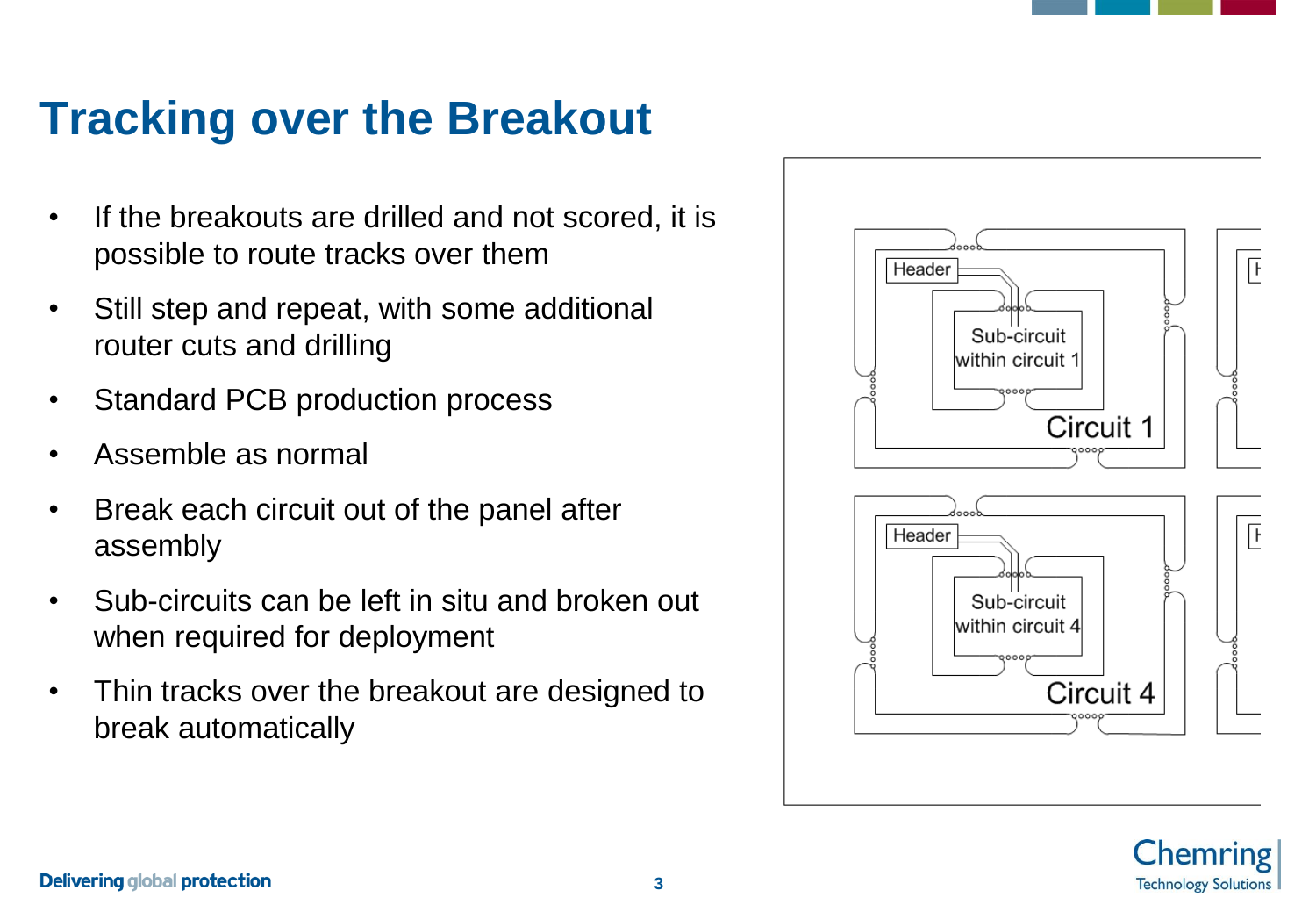# Tracking over the Breakout

- If the breakouts are drilled and not scored, it is possible to route tracks over them
- Still step and repeat, with some additional router cuts and drilling
- Standard PCB production process
- Assemble as normal
- Break each circuit out of the panel after assembly
- Sub-circuits can be left in situ and broken out when required for deployment
- Thin tracks over the breakout are designed to break automatically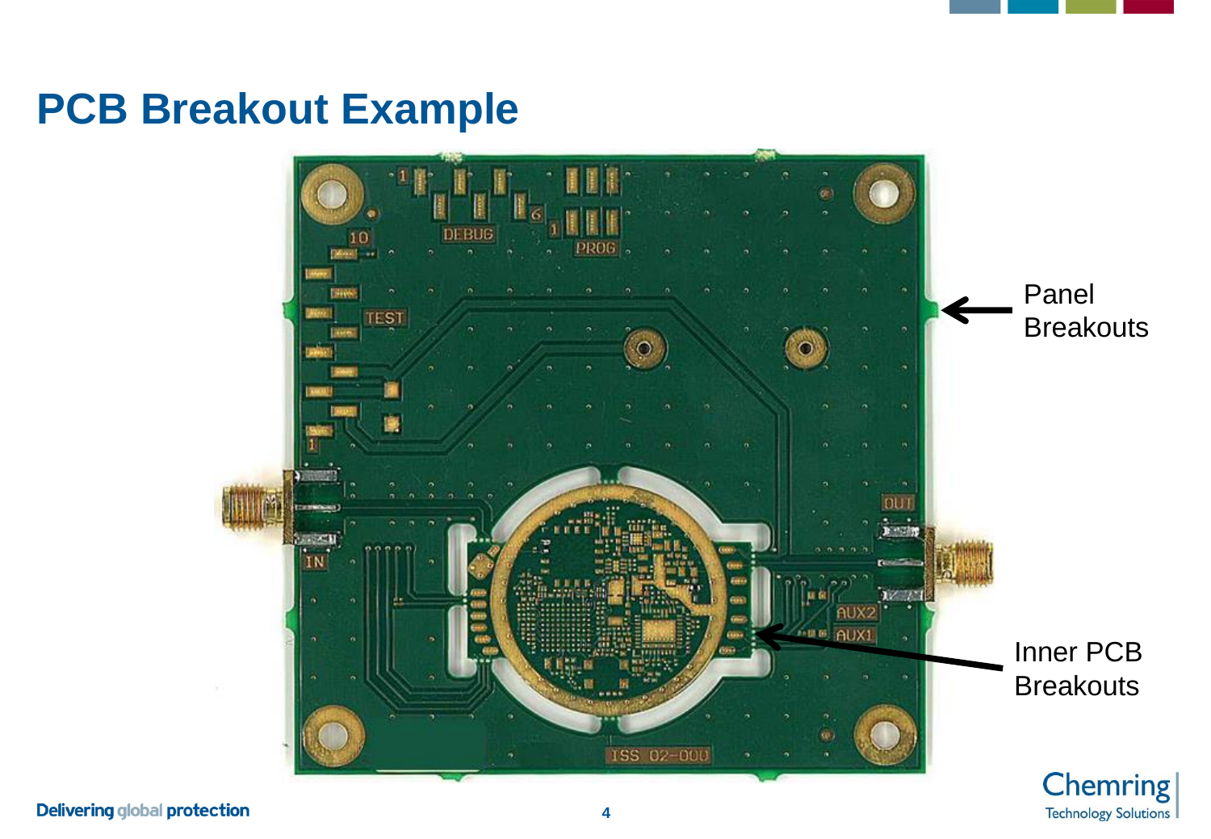# PCB Breakout Example

Panel Breakouts

Inner PCB Breakouts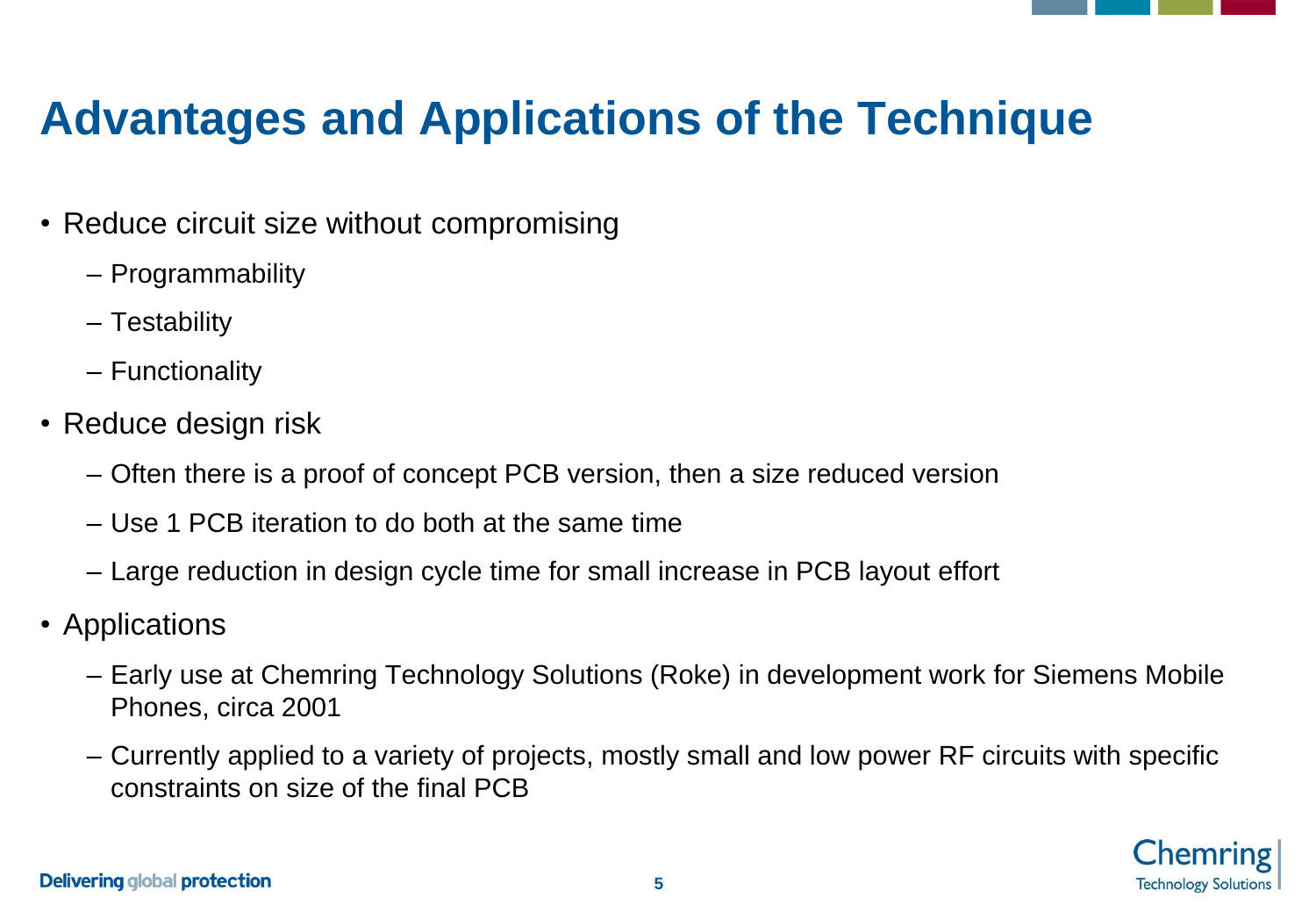# Advantages and Applications of the Technique

- Reduce circuit size without compromising
  - Programmability
  - Testability
  - Functionality
- Reduce design risk
  - Often there is a proof of concept PCB version, then a size reduced version
  - Use 1 PCB iteration to do both at the same time
  - Large reduction in design cycle time for small increase in PCB layout effort
- Applications
  - Early use at Chemring Technology Solutions (Roke) in development work for Siemens Mobile Phones, circa 2001
  - Currently applied to a variety of projects, mostly small and low power RF circuits with specific constraints on size of the final PCB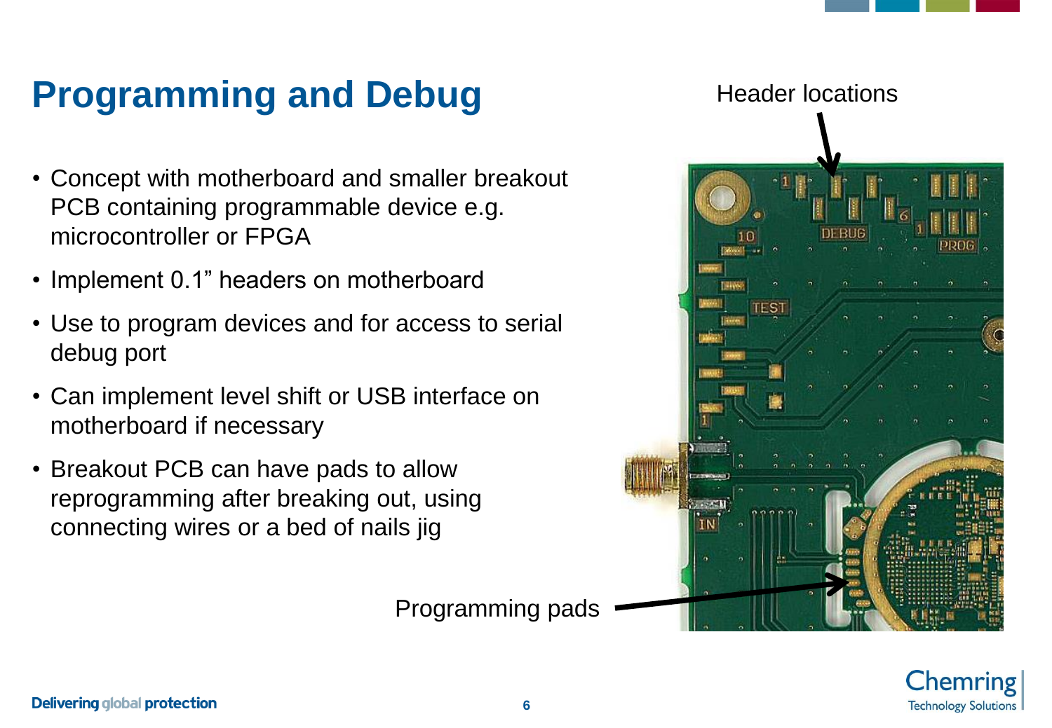# Programming and Debug

- Concept with motherboard and smaller breakout PCB containing programmable device e.g. microcontroller or FPGA
- Implement 0.1" headers on motherboard
- Use to program devices and for access to serial debug port
- Can implement level shift or USB interface on motherboard if necessary
- Breakout PCB can have pads to allow reprogramming after breaking out, using connecting wires or a bed of nails jig

Header locations

Programming pads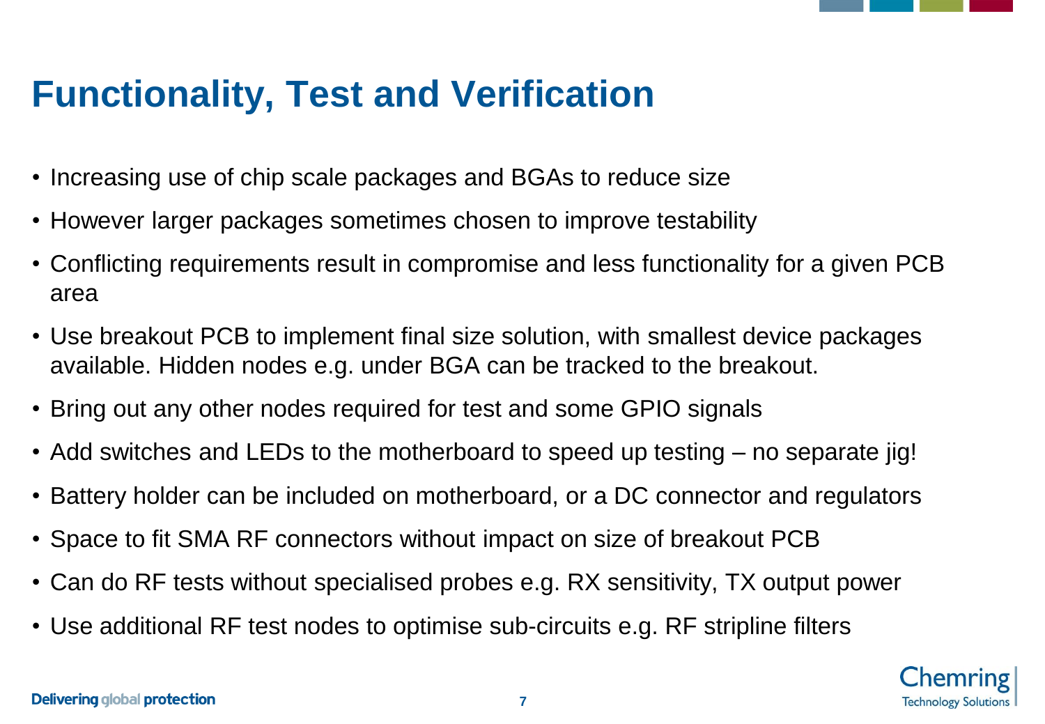# Functionality, Test and Verification

- Increasing use of chip scale packages and BGAs to reduce size
- However larger packages sometimes chosen to improve testability
- Conflicting requirements result in compromise and less functionality for a given PCB area
- Use breakout PCB to implement final size solution, with smallest device packages available. Hidden nodes e.g. under BGA can be tracked to the breakout.
- Bring out any other nodes required for test and some GPIO signals
- Add switches and LEDs to the motherboard to speed up testing – no separate jig!
- Battery holder can be included on motherboard, or a DC connector and regulators
- Space to fit SMA RF connectors without impact on size of breakout PCB
- Can do RF tests without specialised probes e.g. RX sensitivity, TX output power
- Use additional RF test nodes to optimise sub-circuits e.g. RF stripline filters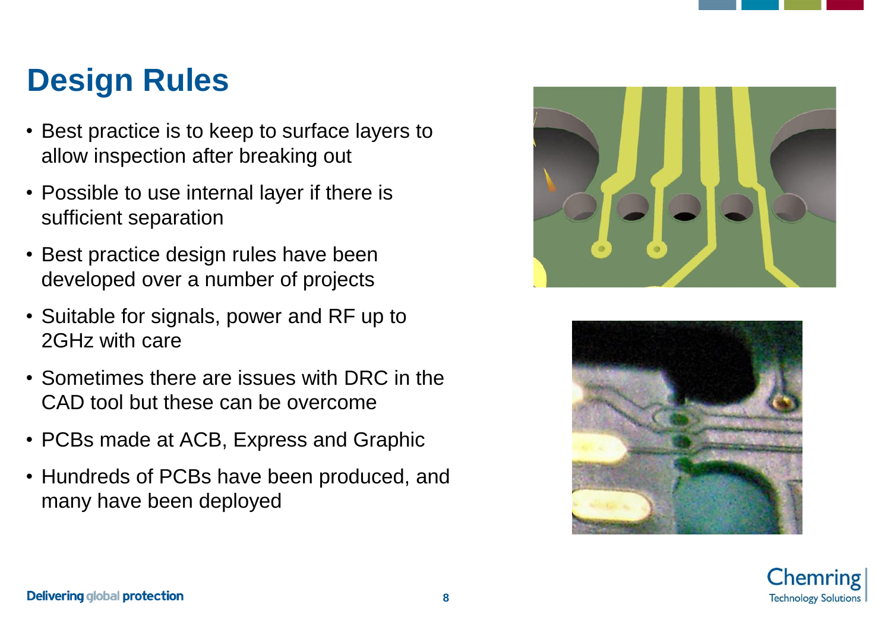# Design Rules

- Best practice is to keep to surface layers to allow inspection after breaking out
- Possible to use internal layer if there is sufficient separation
- Best practice design rules have been developed over a number of projects
- Suitable for signals, power and RF up to 2GHz with care
- Sometimes there are issues with DRC in the CAD tool but these can be overcome
- PCBs made at ACB, Express and Graphic
- Hundreds of PCBs have been produced, and many have been deployed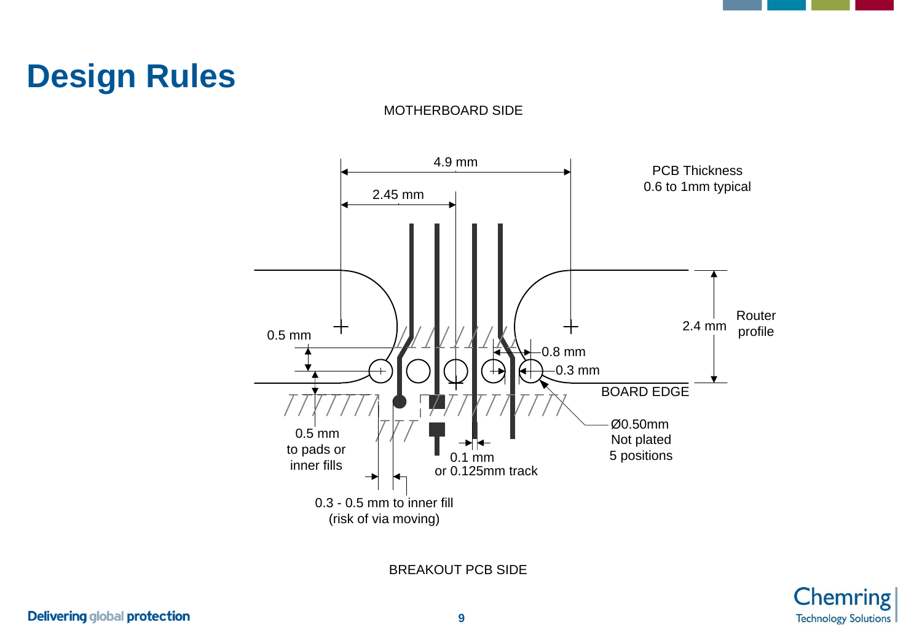# Design Rules

MOTHERBOARD SIDE

4.9 mm

2.45 mm

PCB Thickness
0.6 to 1mm typical

2.4 mm

Router profile

0.5 mm

0.8 mm

0.3 mm

BOARD EDGE

Ø0.50mm
Not plated
5 positions

0.5 mm
to pads or
inner fills

0.1 mm
or 0.125mm track

0.3 - 0.5 mm to inner fill
(risk of via moving)

BREAKOUT PCB SIDE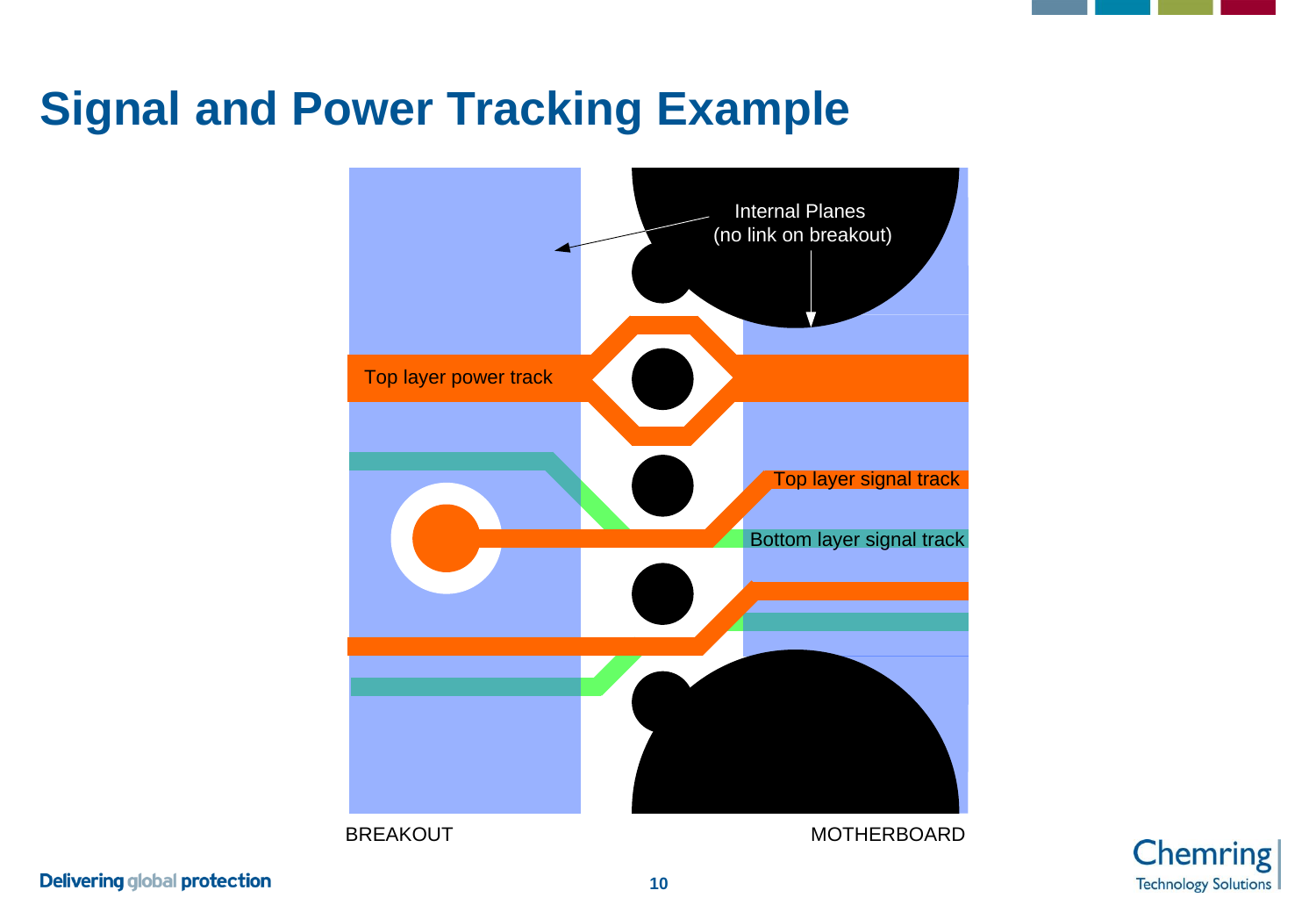# Signal and Power Tracking Example

Internal Planes
(no link on breakout)

Top layer power track

Top layer signal track

Bottom layer signal track

BREAKOUT

MOTHERBOARD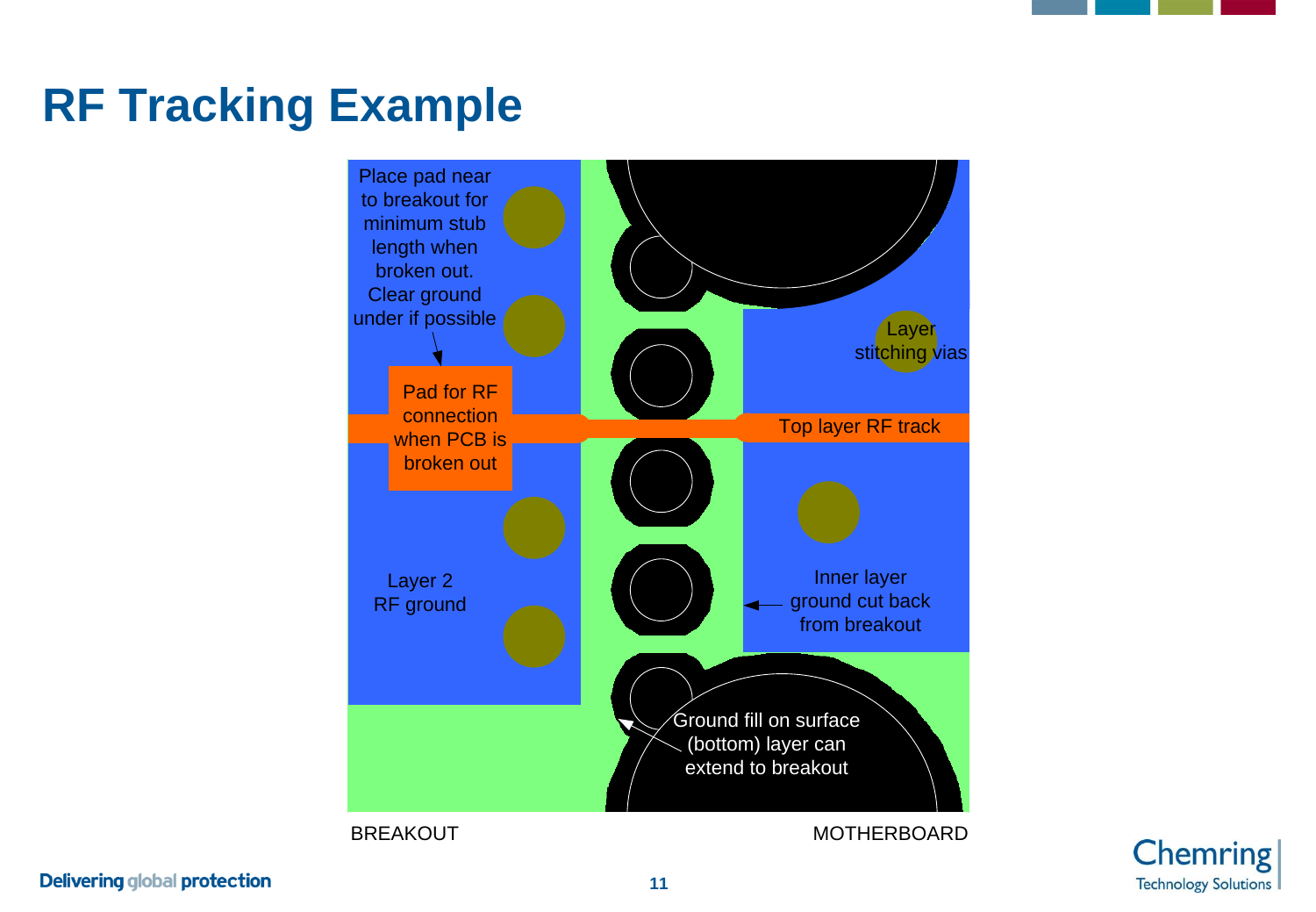# RF Tracking Example

Place pad near to breakout for minimum stub length when broken out. Clear ground under if possible

Pad for RF connection when PCB is broken out

Layer stitching vias

Top layer RF track

Layer 2 RF ground

Inner layer ground cut back from breakout

Ground fill on surface (bottom) layer can extend to breakout

BREAKOUT

MOTHERBOARD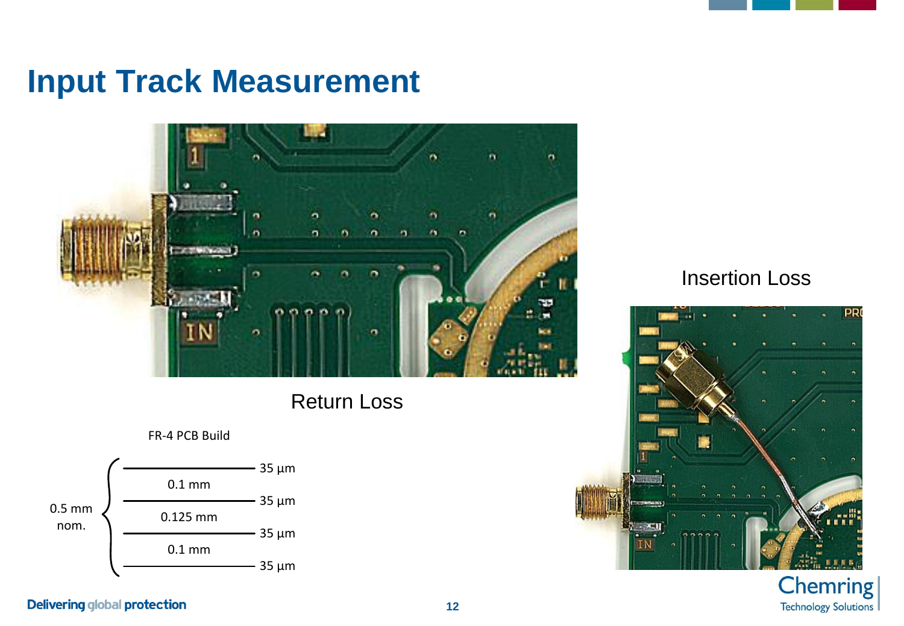# Input Track Measurement

Return Loss

Insertion Loss

FR-4 PCB Build

| 0.5 mm nom. | Layer |
|---|---|
| | 35 µm |
| | 0.1 mm |
| | 35 µm |
| | 0.125 mm |
| | 35 µm |
| | 0.1 mm |
| | 35 µm |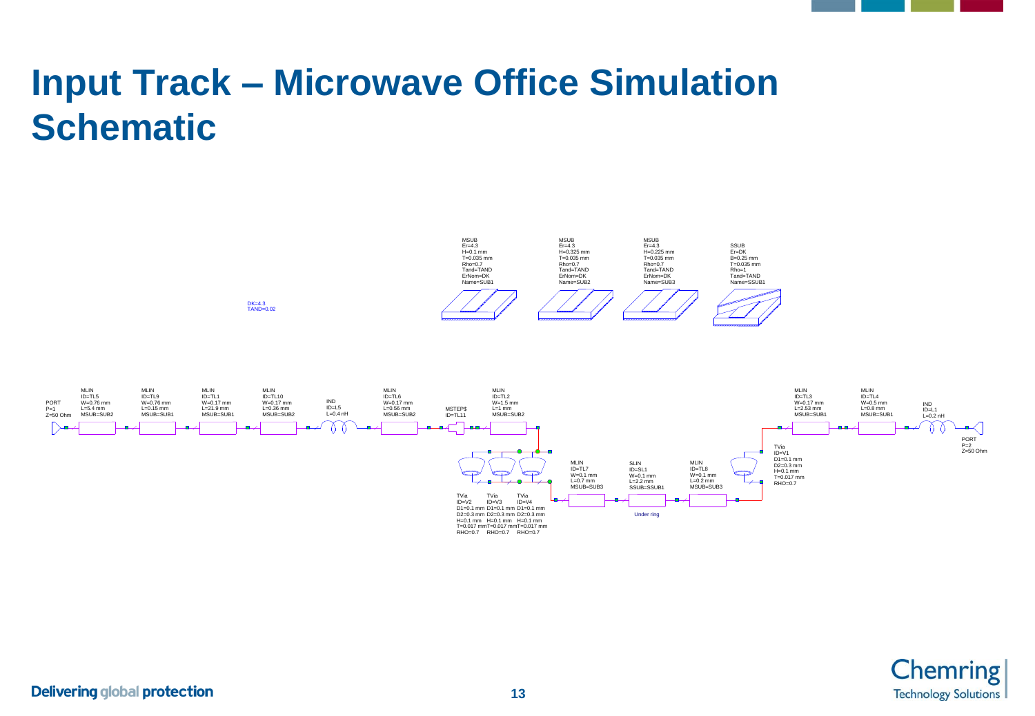# Input Track – Microwave Office Simulation Schematic

MSUB
Er=4.3
H=0.1 mm
T=0.035 mm
Rho=0.7
Tand=TAND
ErNom=DK
Name=SUB1

MSUB
Er=4.3
H=0.325 mm
T=0.035 mm
Rho=0.7
Tand=TAND
ErNom=DK
Name=SUB2

MSUB
Er=4.3
H=0.225 mm
T=0.035 mm
Rho=0.7
Tand=TAND
ErNom=DK
Name=SUB3

SSUB
Er=DK
B=0.25 mm
T=0.035 mm
Rho=1
Tand=TAND
Name=SSUB1

DK=4.3
TAND=0.02

PORT
P=1
Z=50 Ohm

MLIN
ID=TL5
W=0.76 mm
L=5.4 mm
MSUB=SUB2

MLIN
ID=TL9
W=0.76 mm
L=0.15 mm
MSUB=SUB1

MLIN
ID=TL1
W=0.17 mm
L=21.9 mm
MSUB=SUB1

MLIN
ID=TL10
W=0.17 mm
L=0.36 mm
MSUB=SUB2

IND
ID=L5
L=0.4 nH

MLIN
ID=TL6
W=0.17 mm
L=0.56 mm
MSUB=SUB2

MSTEP$
ID=TL11

MLIN
ID=TL2
W=1.5 mm
L=1 mm
MSUB=SUB2

TVia
ID=V2
D1=0.1 mm
D2=0.3 mm
H=0.1 mm
T=0.017 mm
RHO=0.7

TVia
ID=V3
D1=0.1 mm
D2=0.3 mm
H=0.1 mm
T=0.017 mm
RHO=0.7

TVia
ID=V4
D1=0.1 mm
D2=0.3 mm
H=0.1 mm
T=0.017 mm
RHO=0.7

MLIN
ID=TL7
W=0.1 mm
L=0.7 mm
MSUB=SUB3

SLIN
ID=SL1
W=0.1 mm
L=2.2 mm
SSUB=SSUB1

Under ring

MLIN
ID=TL8
W=0.1 mm
L=0.2 mm
MSUB=SUB3

TVia
ID=V1
D1=0.1 mm
D2=0.3 mm
H=0.1 mm
T=0.017 mm
RHO=0.7

MLIN
ID=TL3
W=0.17 mm
L=2.53 mm
MSUB=SUB1

MLIN
ID=TL4
W=0.5 mm
L=0.8 mm
MSUB=SUB1

IND
ID=L1
L=0.2 nH

PORT
P=2
Z=50 Ohm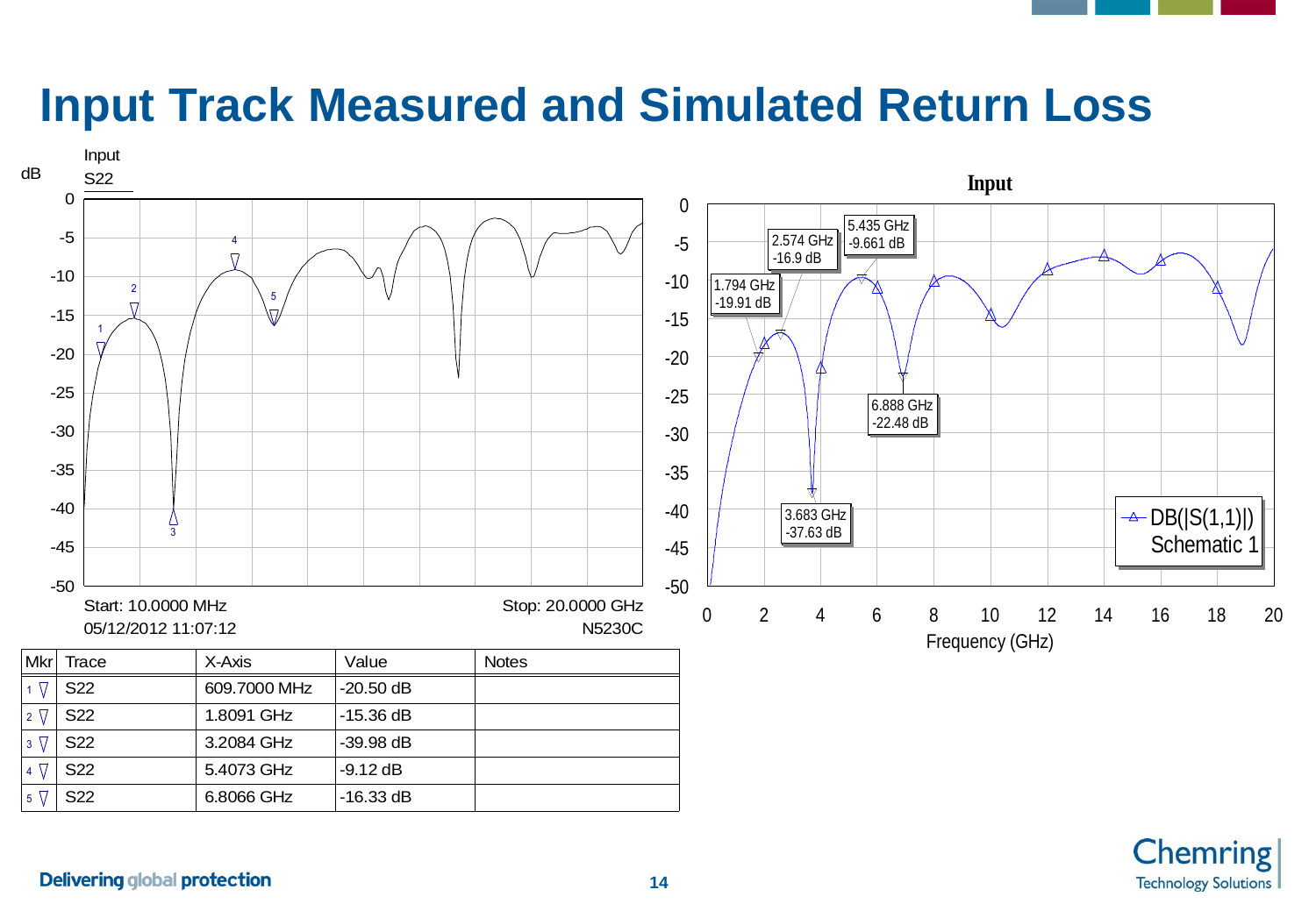# Input Track Measured and Simulated Return Loss

| Mkr | Trace | X-Axis | Value | Notes |
|---|---|---|---|---|
| 1 ∇ | S22 | 609.7000 MHz | -20.50 dB | |
| 2 ∇ | S22 | 1.8091 GHz | -15.36 dB | |
| 3 ∇ | S22 | 3.2084 GHz | -39.98 dB | |
| 4 ∇ | S22 | 5.4073 GHz | -9.12 dB | |
| 5 ∇ | S22 | 6.8066 GHz | -16.33 dB | |

Delivering global protection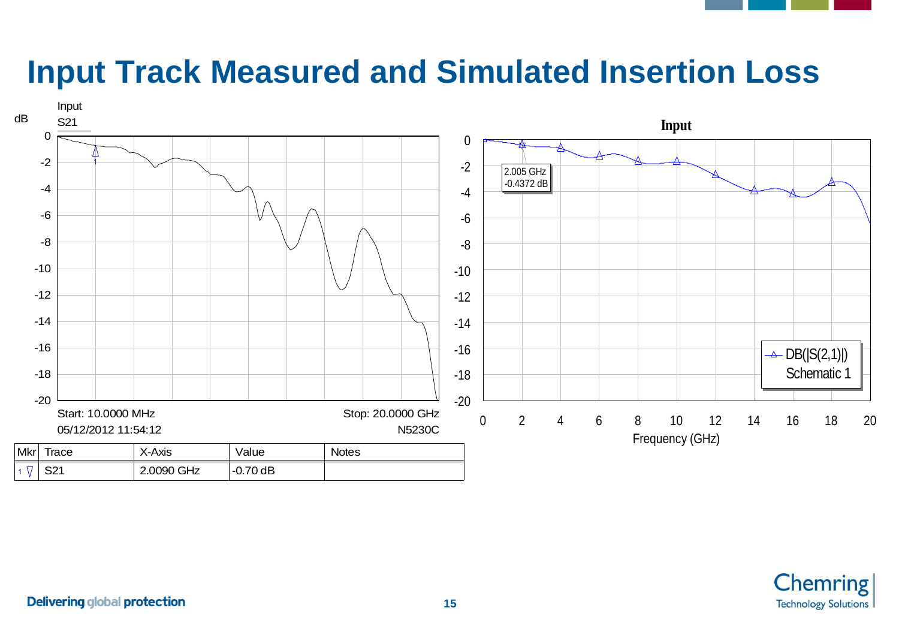# Input Track Measured and Simulated Insertion Loss

Input

dB S21

Start: 10.0000 MHz

Stop: 20.0000 GHz

05/12/2012 11:54:12

N5230C

| Mkr | Trace | X-Axis | Value | Notes |
|---|---|---|---|---|
| 1 ∇ | S21 | 2.0090 GHz | -0.70 dB | |

Input

2.005 GHz
-0.4372 dB

DB(|S(2,1)|)
Schematic 1

Frequency (GHz)

Delivering global protection

Chemring Technology Solutions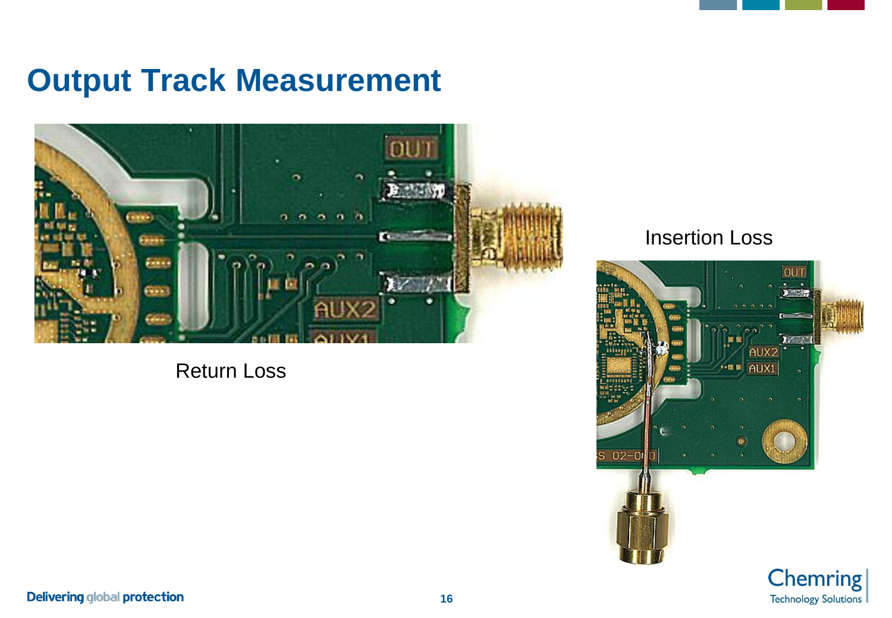# Output Track Measurement

Return Loss

Insertion Loss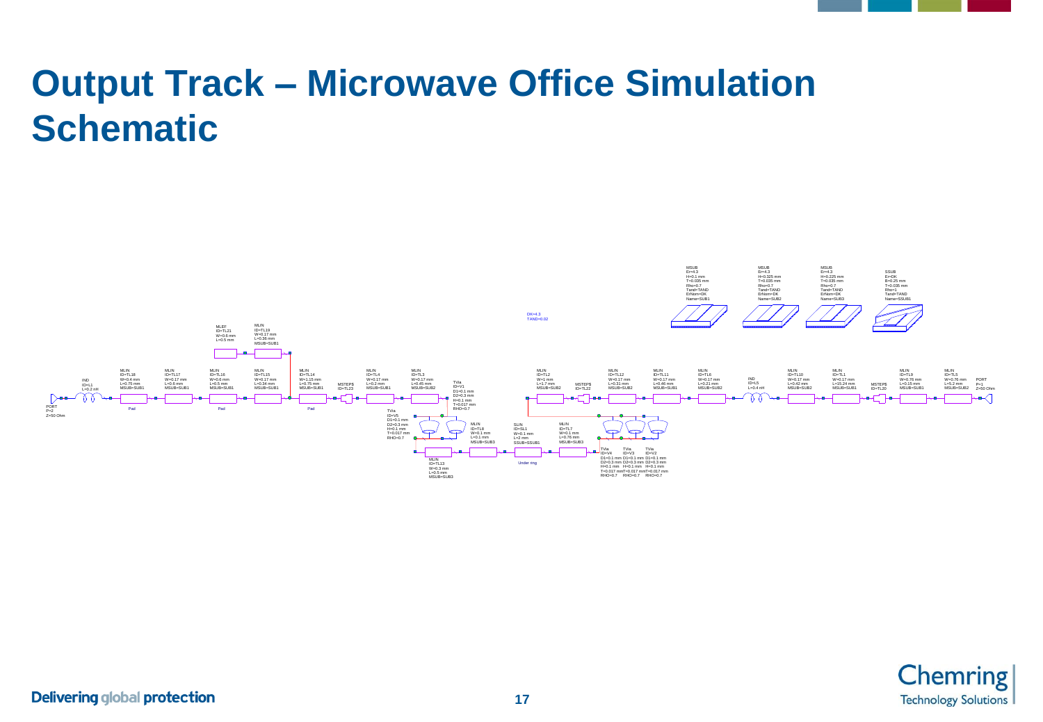# Output Track – Microwave Office Simulation Schematic

MSUB
Er=4.3
H=0.1 mm
T=0.035 mm
Rho=0.7
Tand=TAND
ErNom=DK
Name=SUB1

MSUB
Er=4.3
H=0.325 mm
T=0.035 mm
Rho=0.7
Tand=TAND
ErNom=DK
Name=SUB2

MSUB
Er=4.3
H=0.225 mm
T=0.035 mm
Rho=0.7
Tand=TAND
ErNom=DK
Name=SUB3

SSUB
Er=DK
B=0.25 mm
T=0.035 mm
Rho=1
Tand=TAND
Name=SSUB1

DK=4.3
TAND=0.02

MLEF
ID=TL21
W=0.6 mm
L=0.5 mm

MLIN
ID=TL19
W=0.17 mm
L=0.36 mm
MSUB=SUB1

PORT
P=2
Z=50 Ohm

IND
ID=L1
L=0.2 nH

MLIN
ID=TL18
W=0.4 mm
L=0.75 mm
MSUB=SUB1

MLIN
ID=TL17
W=0.17 mm
L=0.6 mm
MSUB=SUB1

MLIN
ID=TL16
W=0.6 mm
L=0.5 mm
MSUB=SUB1

MLIN
ID=TL15
W=0.17 mm
L=0.34 mm
MSUB=SUB1

MLIN
ID=TL14
W=1.15 mm
L=0.75 mm
MSUB=SUB1

MSTEP$
ID=TL23

MLIN
ID=TL4
W=0.17 mm
L=0.2 mm
MSUB=SUB1

MLIN
ID=TL3
W=0.17 mm
L=0.45 mm
MSUB=SUB2

TVia
ID=V1
D1=0.1 mm
D2=0.3 mm
H=0.1 mm
T=0.017 mm
RHO=0.7

Pad

Pad

Pad

TVia
ID=V5
D1=0.1 mm
D2=0.3 mm
H=0.1 mm
T=0.017 mm
RHO=0.7

MLIN
ID=TL8
W=0.1 mm
L=0.1 mm
MSUB=SUB3

MLIN
ID=TL13
W=0.3 mm
L=0.5 mm
MSUB=SUB3

SLIN
ID=SL1
W=0.1 mm
L=2 mm
SSUB=SSUB1

Under ring

MLIN
ID=TL7
W=0.1 mm
L=0.76 mm
MSUB=SUB3

MLIN
ID=TL2
W=1 mm
L=1.7 mm
MSUB=SUB2

MSTEP$
ID=TL22

MLIN
ID=TL12
W=0.17 mm
L=0.31 mm
MSUB=SUB2

MLIN
ID=TL11
W=0.17 mm
L=0.46 mm
MSUB=SUB1

MLIN
ID=TL6
W=0.17 mm
L=0.21 mm
MSUB=SUB2

TVia
ID=V4
D1=0.1 mm
D2=0.3 mm
H=0.1 mm
T=0.017 mm
RHO=0.7

TVia
ID=V3
D1=0.1 mm
D2=0.3 mm
H=0.1 mm
T=0.017 mm
RHO=0.7

TVia
ID=V2
D1=0.1 mm
D2=0.3 mm
H=0.1 mm
T=0.017 mm
RHO=0.7

IND
ID=L5
L=0.4 nH

MLIN
ID=TL10
W=0.17 mm
L=0.42 mm
MSUB=SUB2

MLIN
ID=TL1
W=0.17 mm
L=15.24 mm
MSUB=SUB1

MSTEP$
ID=TL20

MLIN
ID=TL9
W=0.76 mm
L=0.15 mm
MSUB=SUB1

MLIN
ID=TL5
W=0.76 mm
L=5.2 mm
MSUB=SUB2

PORT
P=1
Z=50 Ohm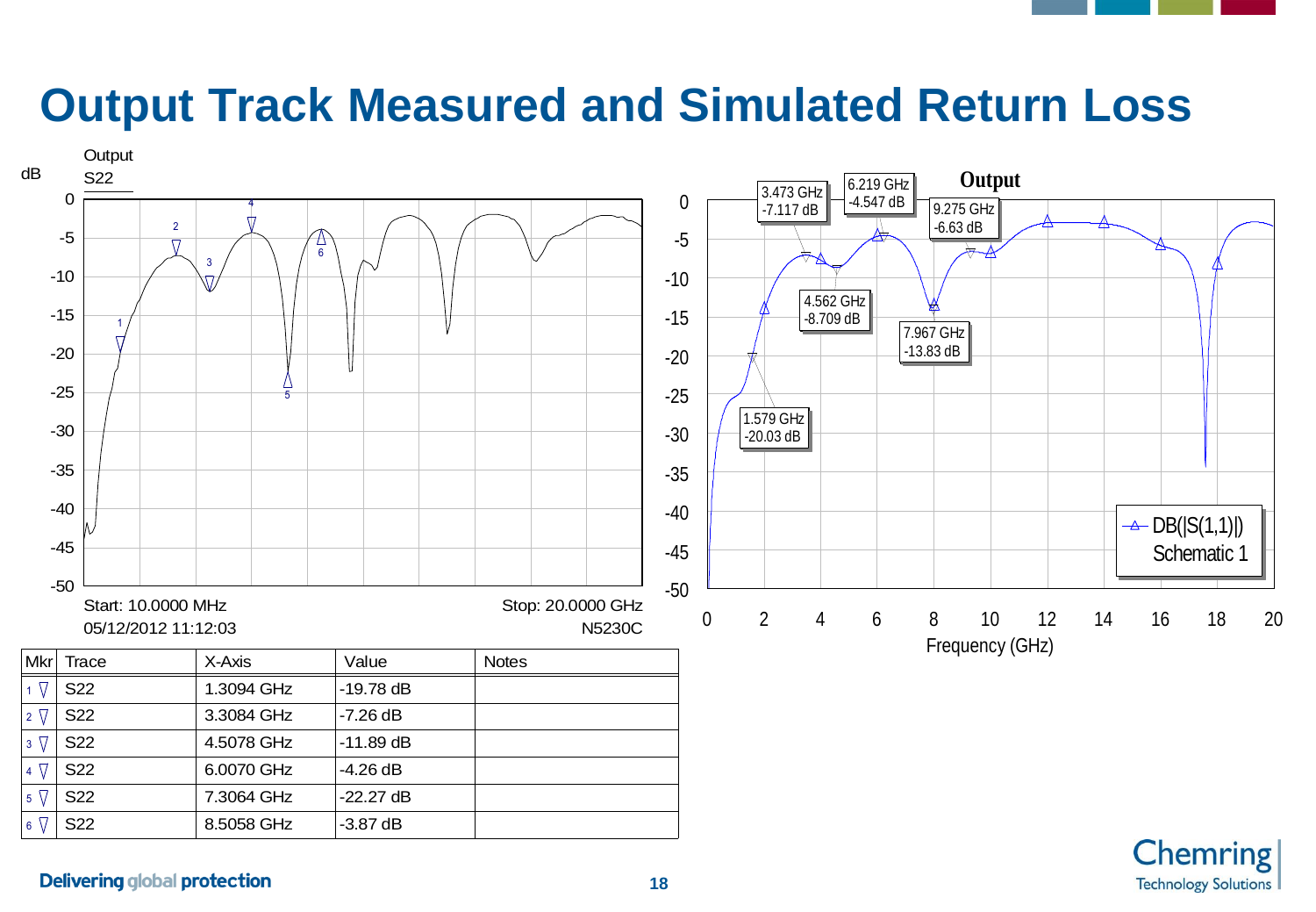# Output Track Measured and Simulated Return Loss

| Mkr | Trace | X-Axis | Value | Notes |
|---|---|---|---|---|
| 1 ▽ | S22 | 1.3094 GHz | -19.78 dB | |
| 2 ▽ | S22 | 3.3084 GHz | -7.26 dB | |
| 3 ▽ | S22 | 4.5078 GHz | -11.89 dB | |
| 4 ▽ | S22 | 6.0070 GHz | -4.26 dB | |
| 5 ▽ | S22 | 7.3064 GHz | -22.27 dB | |
| 6 ▽ | S22 | 8.5058 GHz | -3.87 dB | |

Delivering global protection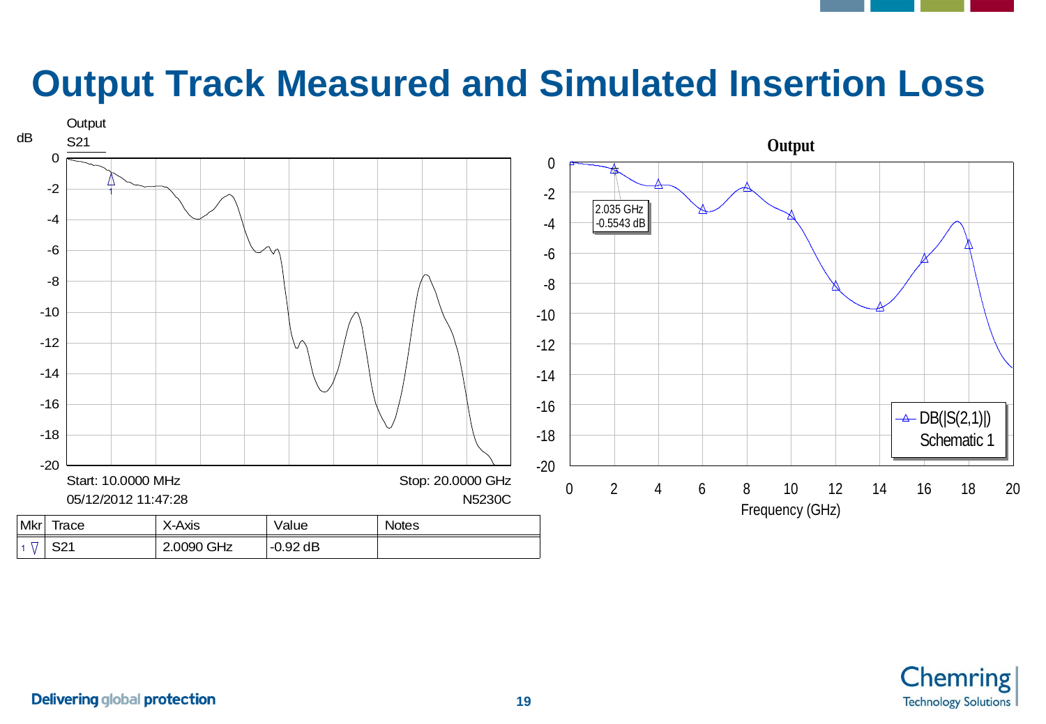# Output Track Measured and Simulated Insertion Loss

Output
S21

dB

Start: 10.0000 MHz
05/12/2012 11:47:28

Stop: 20.0000 GHz
N5230C

| Mkr | Trace | X-Axis | Value | Notes |
|---|---|---|---|---|
| 1 ▽ | S21 | 2.0090 GHz | -0.92 dB | |

Output

2.035 GHz
-0.5543 dB

DB(|S(2,1)|)
Schematic 1

Frequency (GHz)

Delivering global protection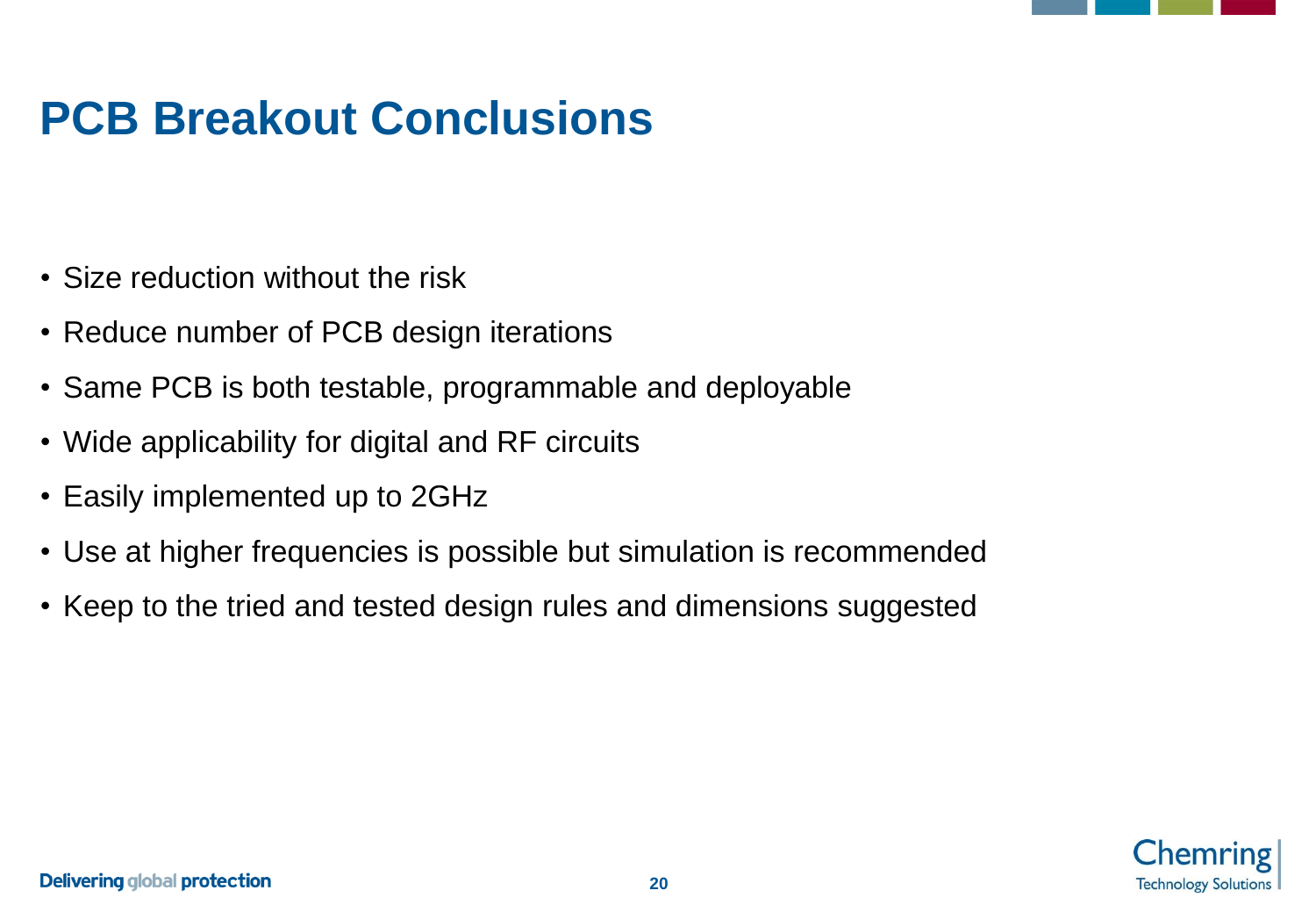# PCB Breakout Conclusions

- Size reduction without the risk
- Reduce number of PCB design iterations
- Same PCB is both testable, programmable and deployable
- Wide applicability for digital and RF circuits
- Easily implemented up to 2GHz
- Use at higher frequencies is possible but simulation is recommended
- Keep to the tried and tested design rules and dimensions suggested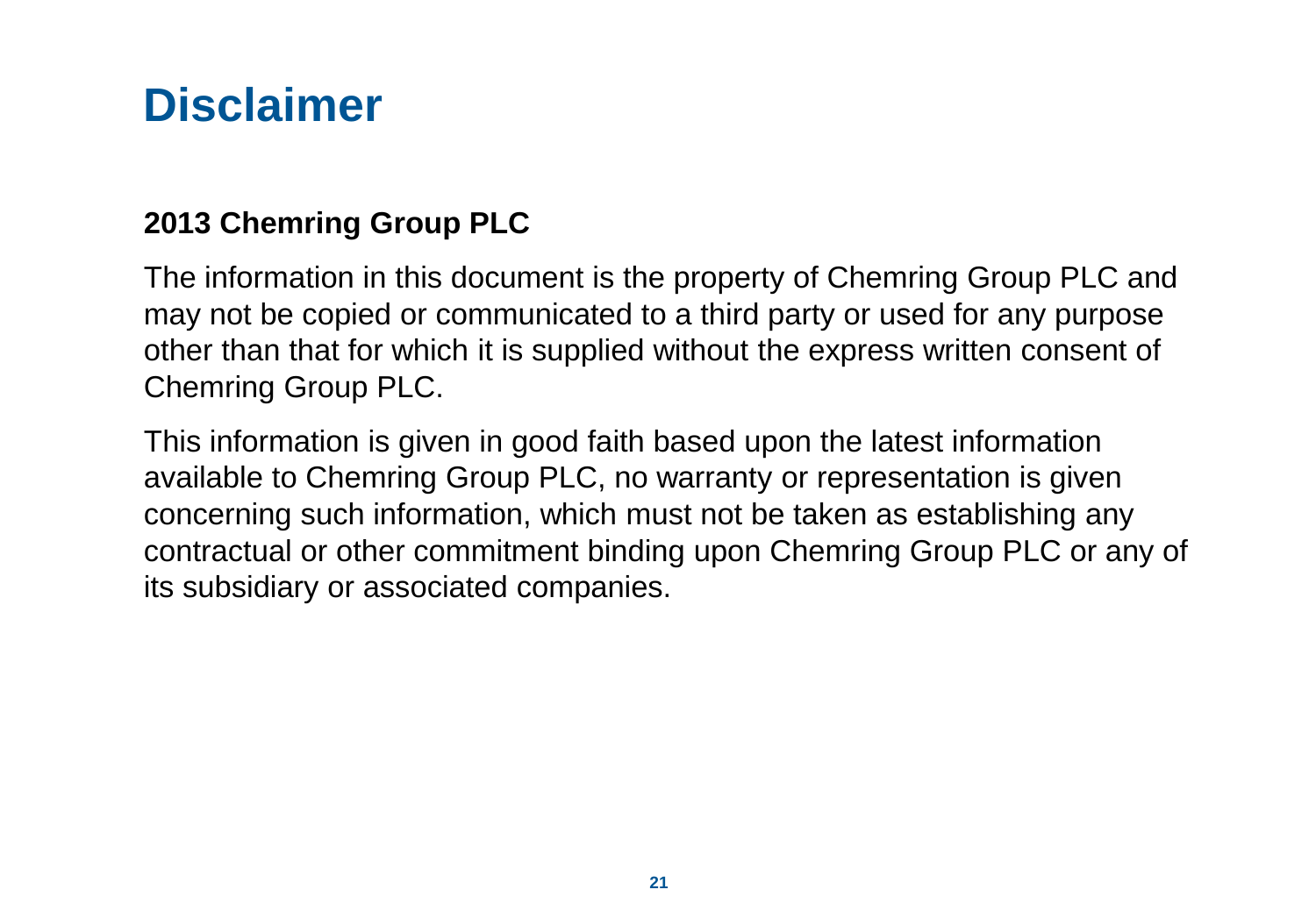# Disclaimer

**2013 Chemring Group PLC**

The information in this document is the property of Chemring Group PLC and may not be copied or communicated to a third party or used for any purpose other than that for which it is supplied without the express written consent of Chemring Group PLC.

This information is given in good faith based upon the latest information available to Chemring Group PLC, no warranty or representation is given concerning such information, which must not be taken as establishing any contractual or other commitment binding upon Chemring Group PLC or any of its subsidiary or associated companies.